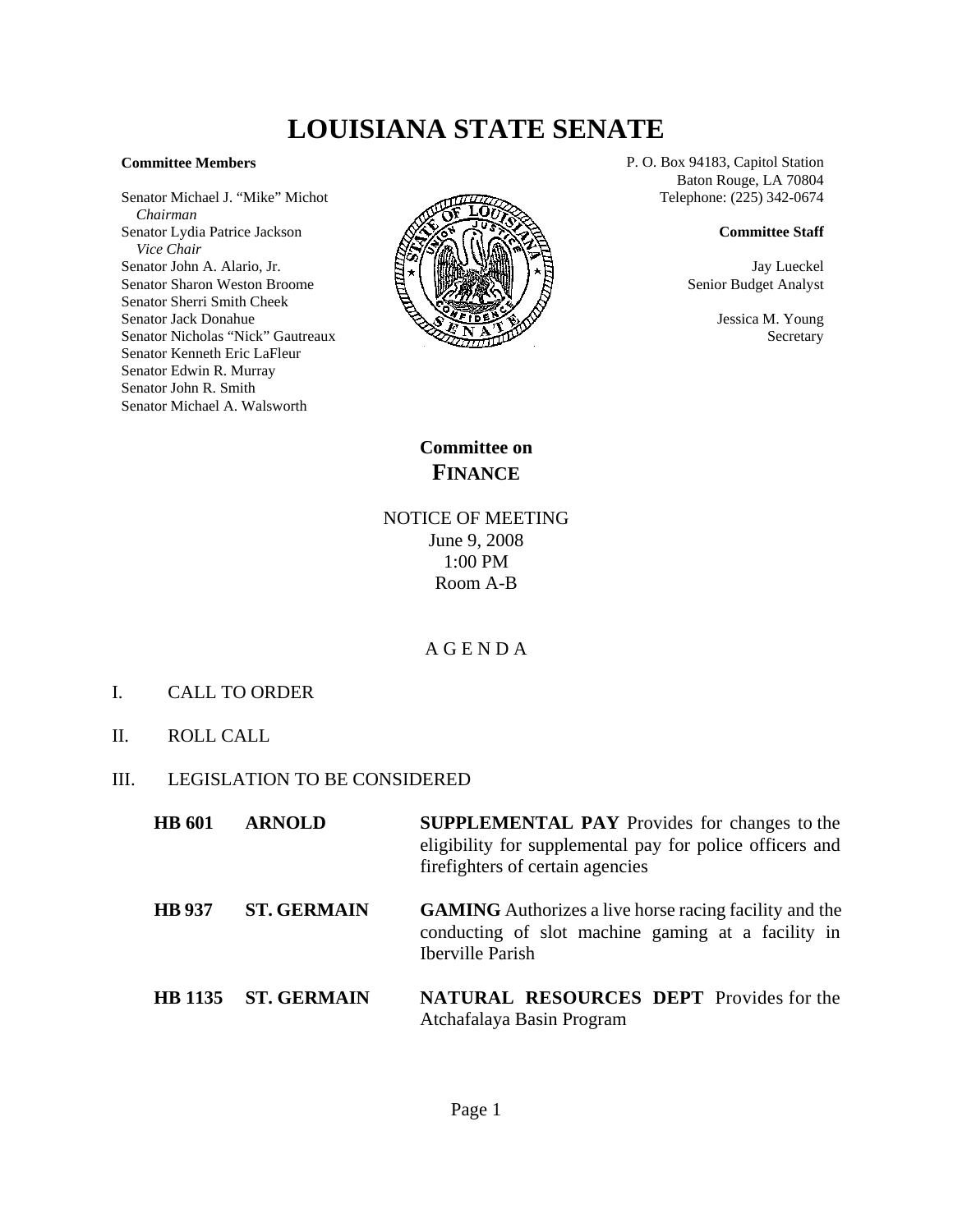# LOUISIANA STATE SENATE

**Committee Members**

Senator Michael J. "Mike" Michot
*Chairman*
Senator Lydia Patrice Jackson
*Vice Chair*
Senator John A. Alario, Jr.
Senator Sharon Weston Broome
Senator Sherri Smith Cheek
Senator Jack Donahue
Senator Nicholas "Nick" Gautreaux
Senator Kenneth Eric LaFleur
Senator Edwin R. Murray
Senator John R. Smith
Senator Michael A. Walsworth

P. O. Box 94183, Capitol Station
Baton Rouge, LA 70804
Telephone: (225) 342-0674

**Committee Staff**

Jay Lueckel
Senior Budget Analyst

Jessica M. Young
Secretary

## Committee on FINANCE

NOTICE OF MEETING
June 9, 2008
1:00 PM
Room A-B

A G E N D A

I. CALL TO ORDER

II. ROLL CALL

III. LEGISLATION TO BE CONSIDERED

| | | |
|---|---|---|
| **HB 601** | **ARNOLD** | **SUPPLEMENTAL PAY** Provides for changes to the eligibility for supplemental pay for police officers and firefighters of certain agencies |
| **HB 937** | **ST. GERMAIN** | **GAMING** Authorizes a live horse racing facility and the conducting of slot machine gaming at a facility in Iberville Parish |
| **HB 1135** | **ST. GERMAIN** | **NATURAL RESOURCES DEPT** Provides for the Atchafalaya Basin Program |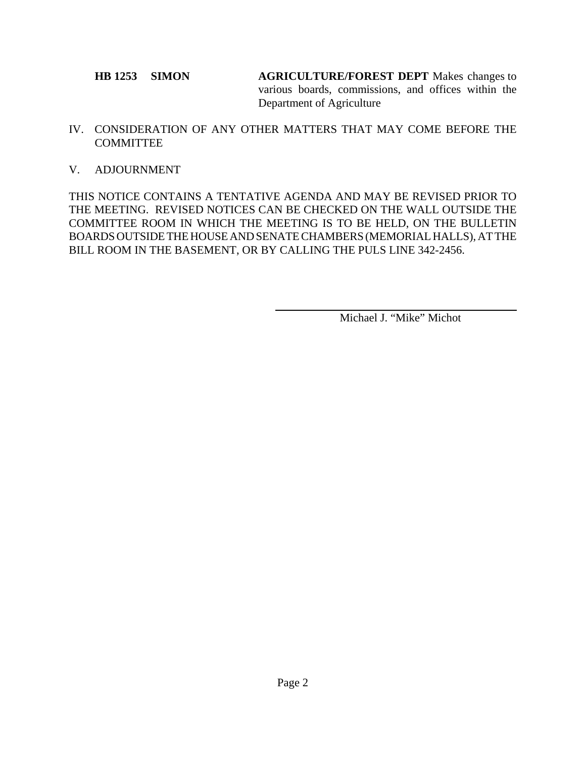**HB 1253** **SIMON** **AGRICULTURE/FOREST DEPT** Makes changes to various boards, commissions, and offices within the Department of Agriculture

IV. CONSIDERATION OF ANY OTHER MATTERS THAT MAY COME BEFORE THE COMMITTEE

V. ADJOURNMENT

THIS NOTICE CONTAINS A TENTATIVE AGENDA AND MAY BE REVISED PRIOR TO THE MEETING. REVISED NOTICES CAN BE CHECKED ON THE WALL OUTSIDE THE COMMITTEE ROOM IN WHICH THE MEETING IS TO BE HELD, ON THE BULLETIN BOARDS OUTSIDE THE HOUSE AND SENATE CHAMBERS (MEMORIAL HALLS), AT THE BILL ROOM IN THE BASEMENT, OR BY CALLING THE PULS LINE 342-2456.

Michael J. "Mike" Michot